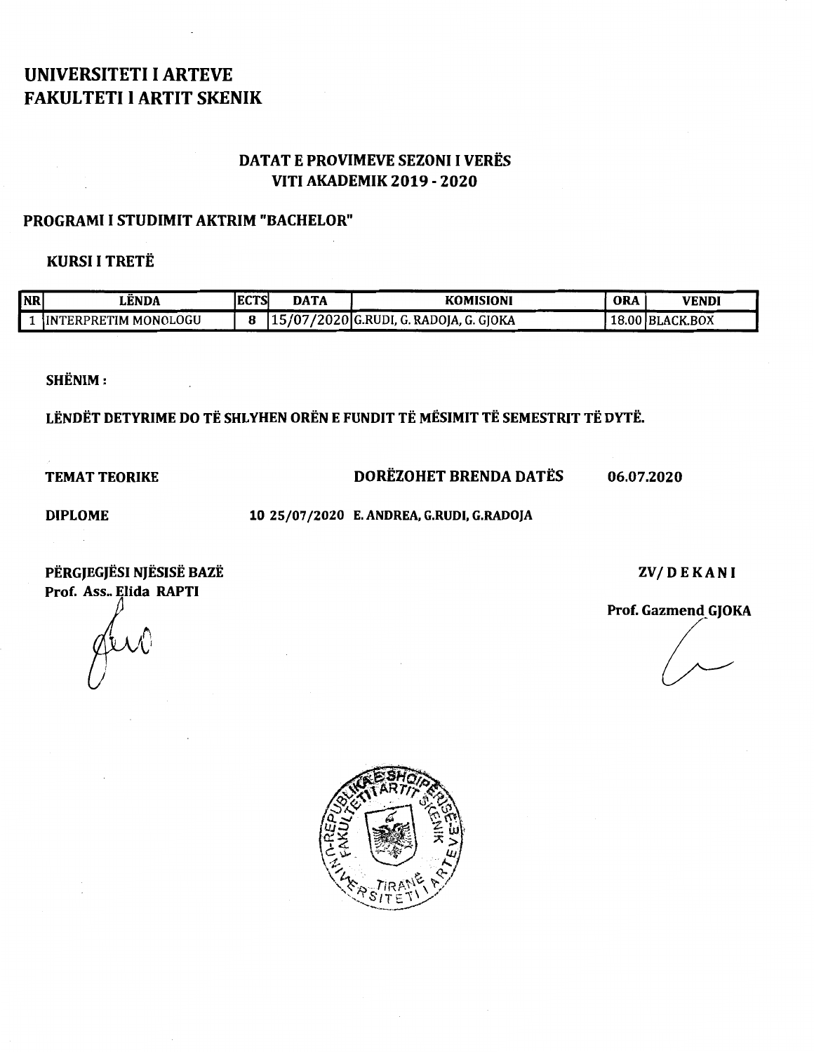# UNIVERSITETI I ARTEVE
# FAKULTETI I ARTIT SKENIK

## DATAT E PROVIMEVE SEZONI I VERËS
## VITI AKADEMIK 2019 - 2020

### PROGRAMI I STUDIMIT AKTRIM "BACHELOR"

**KURSI I TRETË**

| NR | LËNDA | ECTS | DATA | KOMISIONI | ORA | VENDI |
|---|---|---|---|---|---|---|
| 1 | INTERPRETIM MONOLOGU | 8 | 15/07/2020 | G.RUDI, G. RADOJA, G. GJOKA | 18.00 | BLACK.BOX |

**SHËNIM :**

**LËNDËT DETYRIME DO TË SHLYHEN ORËN E FUNDIT TË MËSIMIT TË SEMESTRIT TË DYTË.**

**TEMAT TEORIKE** **DORËZOHET BRENDA DATËS** **06.07.2020**

**DIPLOME** **10 25/07/2020 E. ANDREA, G.RUDI, G.RADOJA**

**PËRGJEGJËSI NJËSISË BAZË**
**Prof. Ass.. Elida RAPTI**

**ZV/ D E K A N I**

**Prof. Gazmend GJOKA**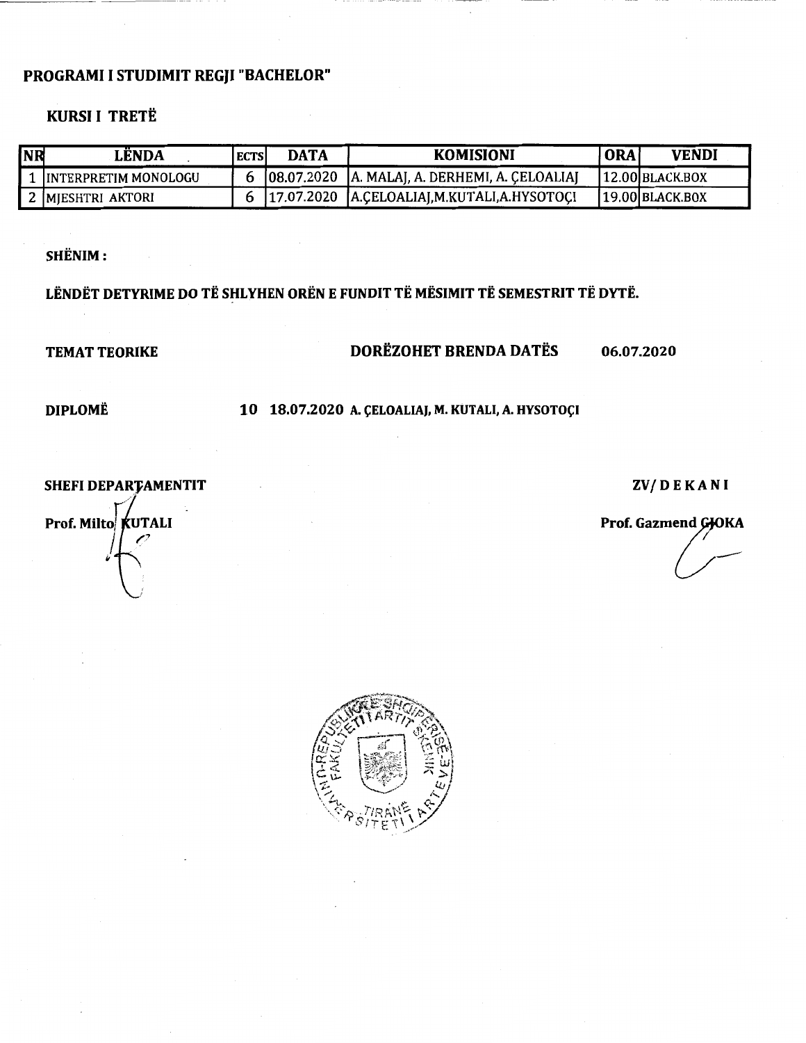## PROGRAMI I STUDIMIT REGJI "BACHELOR"

### KURSI I TRETË

| NR | LËNDA | ECTS | DATA | KOMISIONI | ORA | VENDI |
|---|---|---|---|---|---|---|
| 1 | INTERPRETIM MONOLOGU | 6 | 08.07.2020 | A. MALAJ, A. DERHEMI, A. ÇELOALIAJ | 12.00 | BLACK.BOX |
| 2 | MJESHTRI AKTORI | 6 | 17.07.2020 | A.ÇELOALIAJ,M.KUTALI,A.HYSOTOÇI | 19.00 | BLACK.BOX |

**SHËNIM :**

**LËNDËT DETYRIME DO TË SHLYHEN ORËN E FUNDIT TË MËSIMIT TË SEMESTRIT TË DYTË.**

**TEMAT TEORIKE** **DORËZOHET BRENDA DATËS** **06.07.2020**

**DIPLOMË** **10** **18.07.2020** **A. ÇELOALIAJ, M. KUTALI, A. HYSOTOÇI**

**SHEFI DEPARTAMENTIT**

**Prof. Milto KUTALI**

**ZV/ D E K A N I**

**Prof. Gazmend GJOKA**

REPUBLIKA E SHQIPËRISË - UNIVERSITETI I ARTEVE - FAKULTETI I ARTIT SKENIK - TIRANË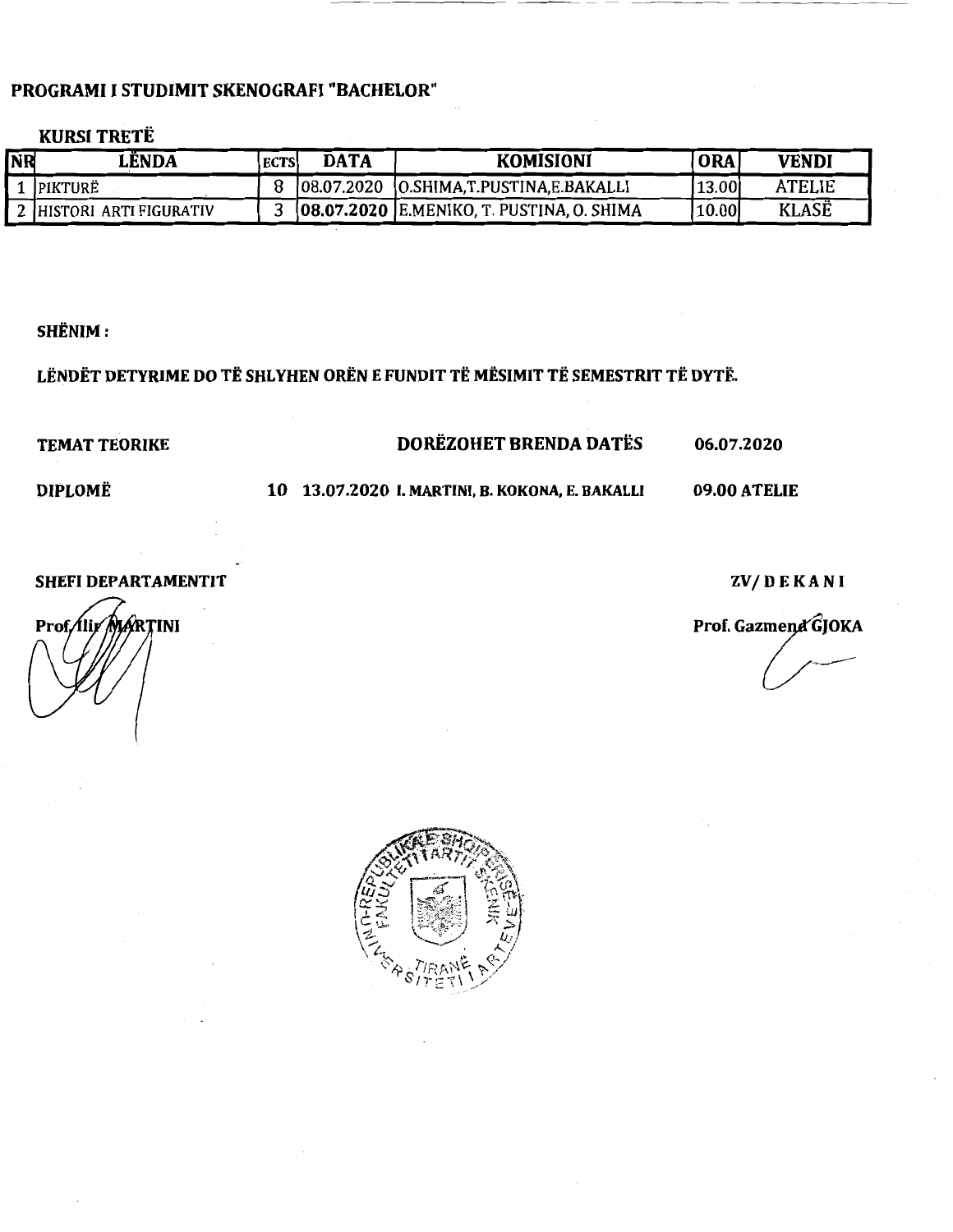## PROGRAMI I STUDIMIT SKENOGRAFI "BACHELOR"

### KURSI TRETË

| NR | LËNDA | ECTS | DATA | KOMISIONI | ORA | VENDI |
|---|---|---|---|---|---|---|
| 1 | PIKTURË | 8 | 08.07.2020 | O.SHIMA,T.PUSTINA,E.BAKALLI | 13.00 | ATELIE |
| 2 | HISTORI ARTI FIGURATIV | 3 | **08.07.2020** | E.MENIKO, T. PUSTINA, O. SHIMA | 10.00 | KLASË |

**SHËNIM :**

**LËNDËT DETYRIME DO TË SHLYHEN ORËN E FUNDIT TË MËSIMIT TË SEMESTRIT TË DYTË.**

**TEMAT TEORIKE** **DORËZOHET BRENDA DATËS** **06.07.2020**

**DIPLOMË** **10** **13.07.2020** **I. MARTINI, B. KOKONA, E. BAKALLI** **09.00 ATELIE**

**SHEFI DEPARTAMENTIT**

**Prof. Ilir MARTINI**

**ZV/ D E K A N I**

**Prof. Gazmend GJOKA**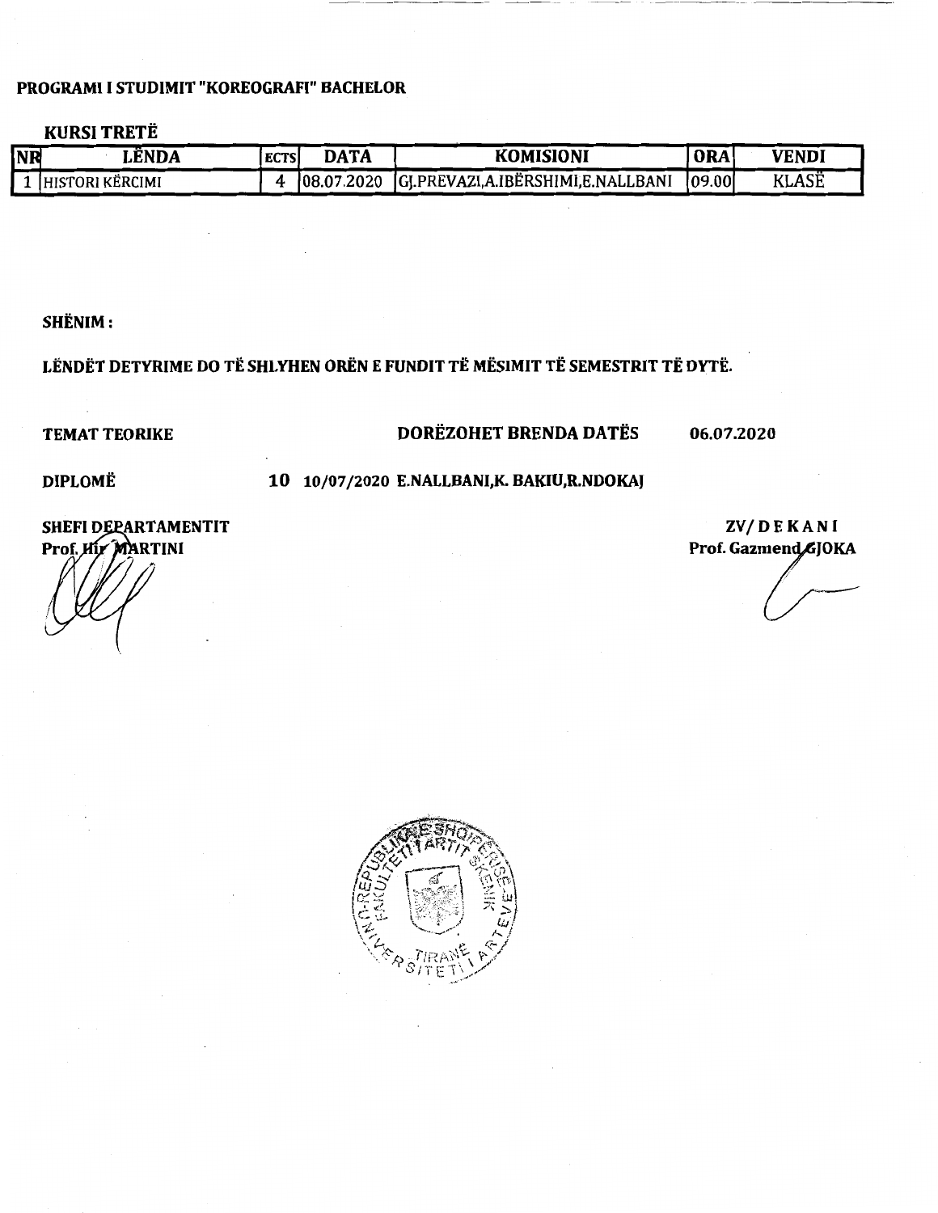**PROGRAMI I STUDIMIT "KOREOGRAFI" BACHELOR**

**KURSI TRETË**

| NR | LËNDA | ECTS | DATA | KOMISIONI | ORA | VENDI |
|---|---|---|---|---|---|---|
| 1 | HISTORI KËRCIMI | 4 | 08.07.2020 | GJ.PREVAZI,A.IBËRSHIMI,E.NALLBANI | 09.00 | KLASË |

**SHËNIM :**

**LËNDËT DETYRIME DO TË SHLYHEN ORËN E FUNDIT TË MËSIMIT TË SEMESTRIT TË DYTË.**

**TEMAT TEORIKE** **DORËZOHET BRENDA DATËS** **06.07.2020**

**DIPLOMË** **10** **10/07/2020 E.NALLBANI,K. BAKIU,R.NDOKAJ**

**SHEFI DEPARTAMENTIT**
**Prof. Ilir MARTINI**

**ZV/ D E K A N I**
**Prof. Gazmend GJOKA**

REPUBLIKA E SHQIPËRISË
UNIVERSITETI I ARTEVE
FAKULTETI I ARTIT SKENIK
TIRANË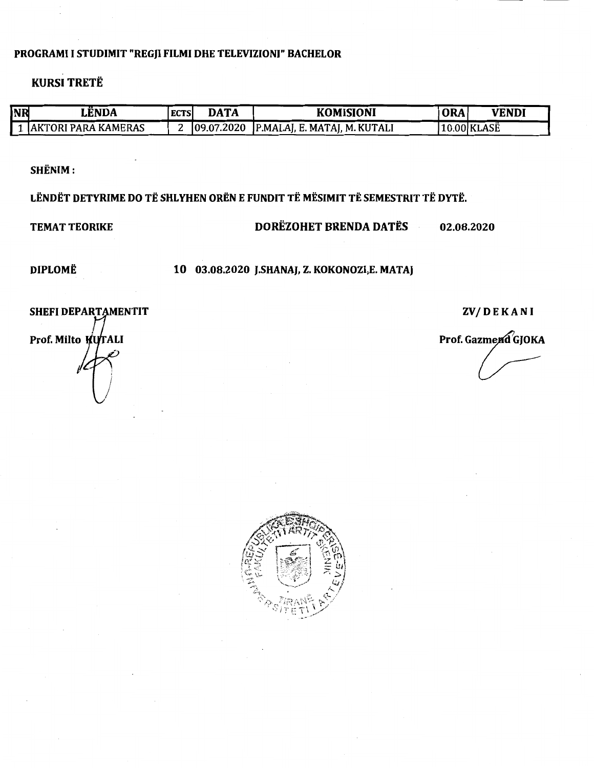**PROGRAMI I STUDIMIT "REGJI FILMI DHE TELEVIZIONI" BACHELOR**

**KURSI TRETË**

| NR | LËNDA | ECTS | DATA | KOMISIONI | ORA | VENDI |
|---|---|---|---|---|---|---|
| 1 | AKTORI PARA KAMERAS | 2 | 09.07.2020 | P.MALAJ, E. MATAJ, M. KUTALI | 10.00 | KLASË |

**SHËNIM :**

**LËNDËT DETYRIME DO TË SHLYHEN ORËN E FUNDIT TË MËSIMIT TË SEMESTRIT TË DYTË.**

**TEMAT TEORIKE** **DORËZOHET BRENDA DATËS** **02.08.2020**

**DIPLOMË** **10 03.08.2020 J.SHANAJ, Z. KOKONOZI,E. MATAJ**

**SHEFI DEPARTAMENTIT**

**Prof. Milto KUTALI**

**ZV/ D E K A N I**

**Prof. Gazmend GJOKA**